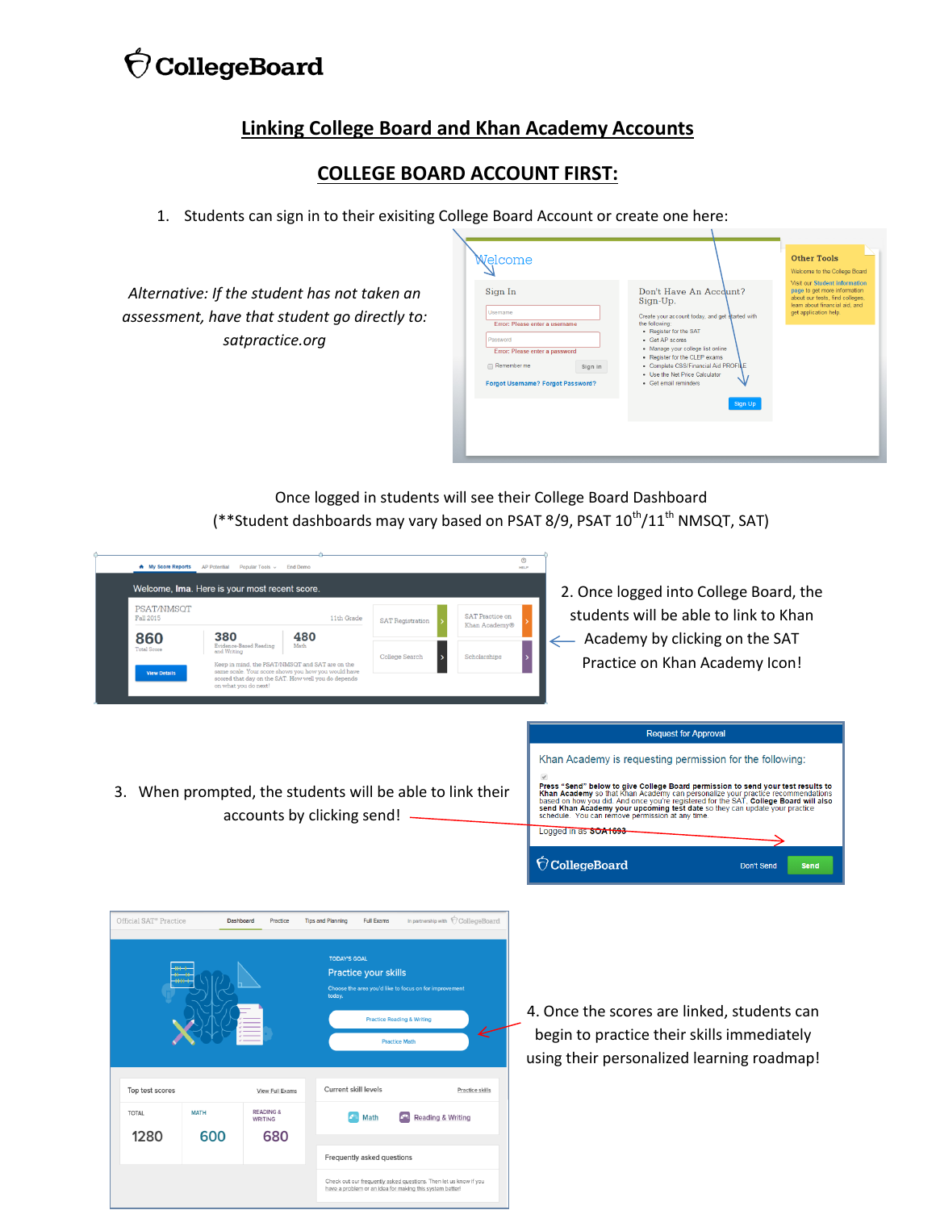# CollegeBoard

## Linking College Board and Khan Academy Accounts

## COLLEGE BOARD ACCOUNT FIRST:

1. Students can sign in to their exisiting College Board Account or create one here:

*Alternative: If the student has not taken an assessment, have that student go directly to: satpractice.org*

Once logged in students will see their College Board Dashboard
(**Student dashboards may vary based on PSAT 8/9, PSAT 10th/11th NMSQT, SAT)

2. Once logged into College Board, the students will be able to link to Khan Academy by clicking on the SAT Practice on Khan Academy Icon!

3. When prompted, the students will be able to link their accounts by clicking send!

4. Once the scores are linked, students can begin to practice their skills immediately using their personalized learning roadmap!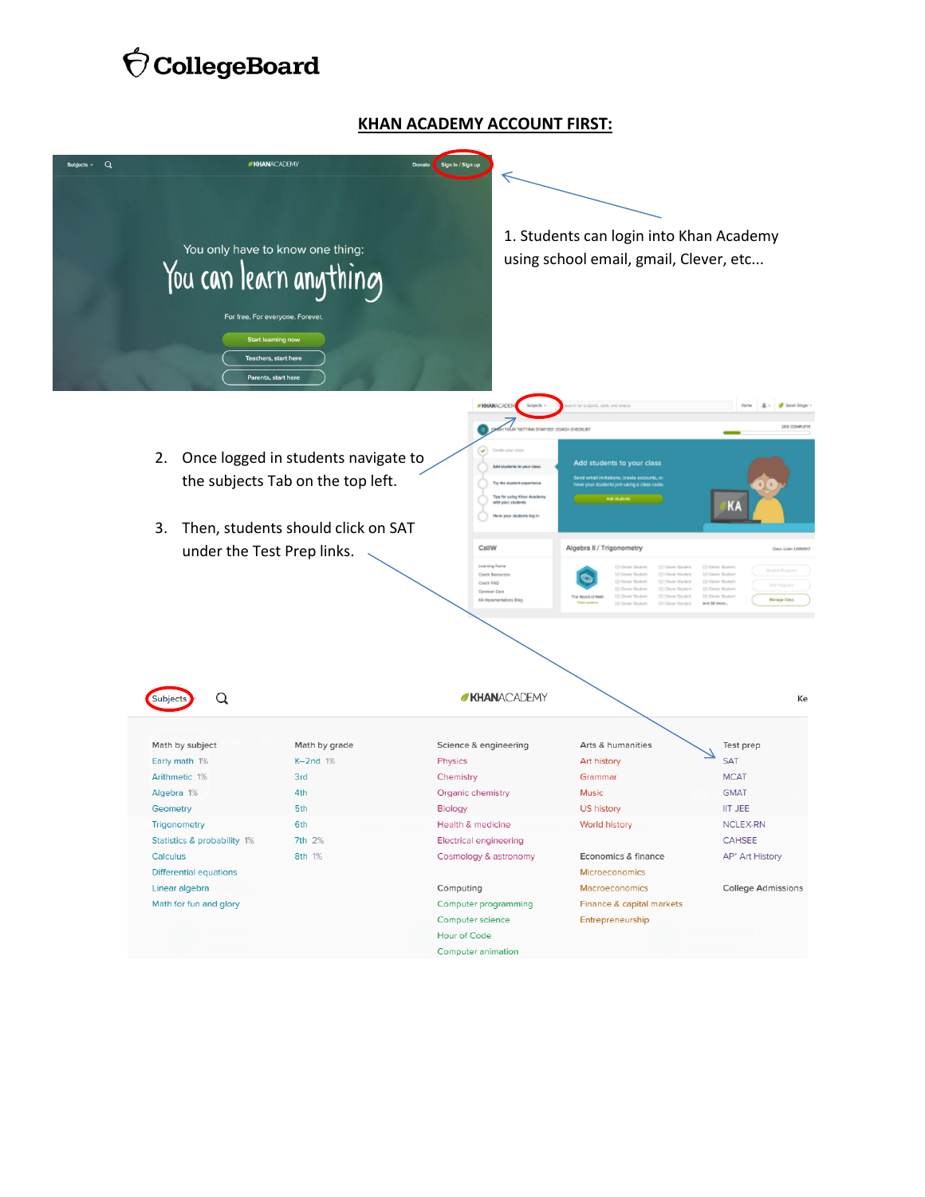# KHAN ACADEMY ACCOUNT FIRST:

1. Students can login into Khan Academy using school email, gmail, Clever, etc...

2. Once logged in students navigate to the subjects Tab on the top left.

3. Then, students should click on SAT under the Test Prep links.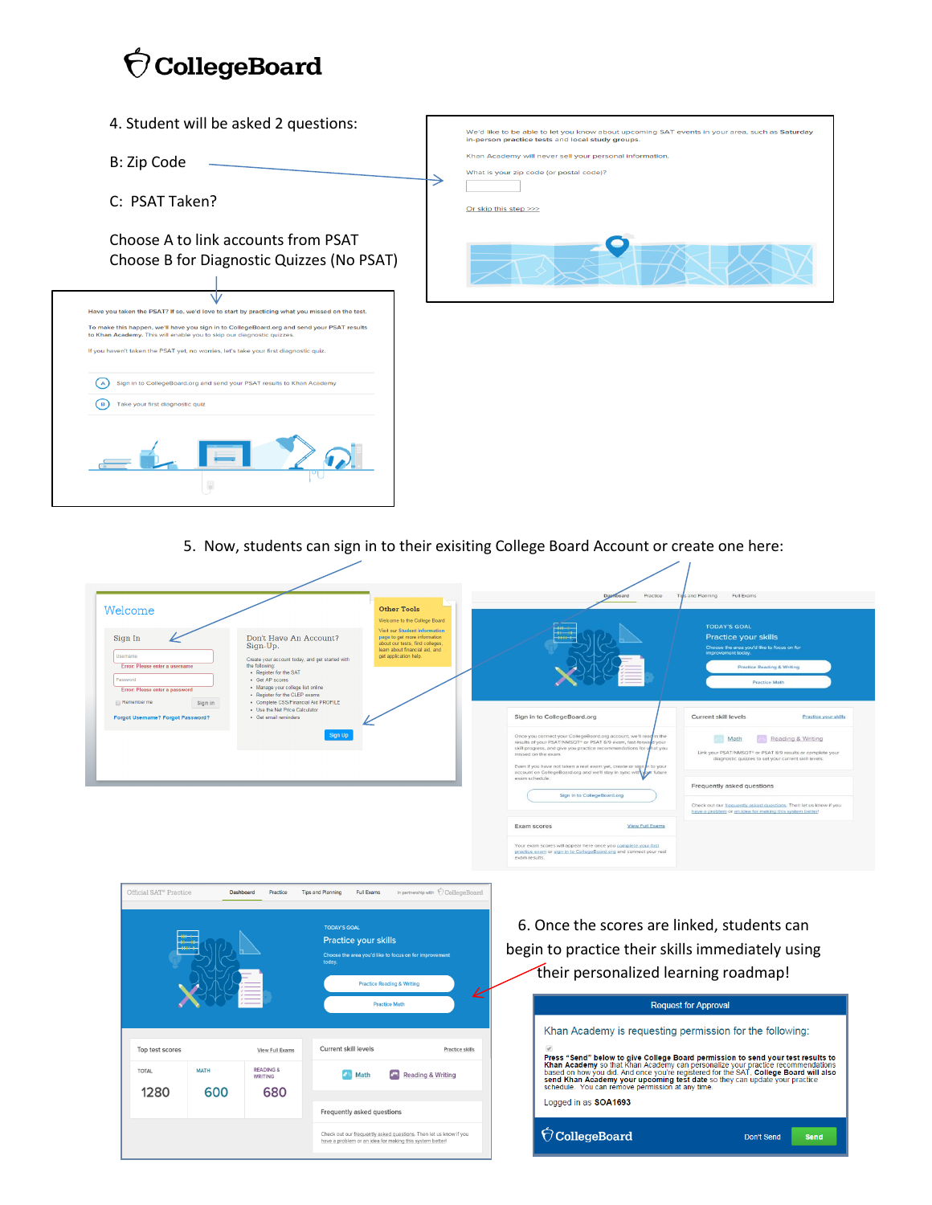4. Student will be asked 2 questions:

B: Zip Code

C: PSAT Taken?

Choose A to link accounts from PSAT
Choose B for Diagnostic Quizzes (No PSAT)

We'd like to be able to let you know about upcoming SAT events in your area, such as **Saturday in-person practice tests** and **local study groups**.

Khan Academy will never sell your personal information.

What is your zip code (or postal code)?

Or skip this step >>>

Have you taken the PSAT? If so, we'd love to start by practicing what you missed on the test.

To make this happen, we'll have you sign in to CollegeBoard.org and send your PSAT results to Khan Academy. This will enable you to skip our diagnostic quizzes.

If you haven't taken the PSAT yet, no worries, let's take your first diagnostic quiz.

A Sign in to CollegeBoard.org and send your PSAT results to Khan Academy

B Take your first diagnostic quiz

5. Now, students can sign in to their exisiting College Board Account or create one here:

6. Once the scores are linked, students can begin to practice their skills immediately using their personalized learning roadmap!

**Request for Approval**

Khan Academy is requesting permission for the following:

**Press "Send" below to give College Board permission to send your test results to Khan Academy** so that Khan Academy can personalize your practice recommendations based on how you did. And once you're registered for the SAT, **College Board will also send Khan Academy your upcoming test date** so they can update your practice schedule. You can remove permission at any time.

Logged in as **SOA1693**

Don't Send | Send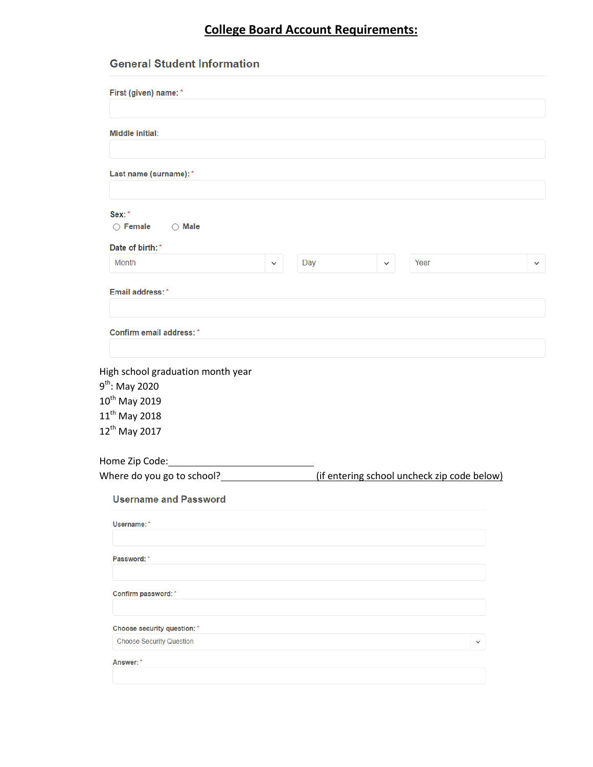# College Board Account Requirements:

## General Student Information

First (given) name: *

Middle initial:

Last name (surname): *

Sex: *

○ Female ○ Male

Date of birth: *

Month | Day | Year

Email address: *

Confirm email address: *

High school graduation month year

9th: May 2020

10th May 2019

11th May 2018

12th May 2017

Home Zip Code:____________________________

Where do you go to school?__________________(if entering school uncheck zip code below)

## Username and Password

Username: *

Password: *

Confirm password: *

Choose security question: *

Choose Security Question

Answer: *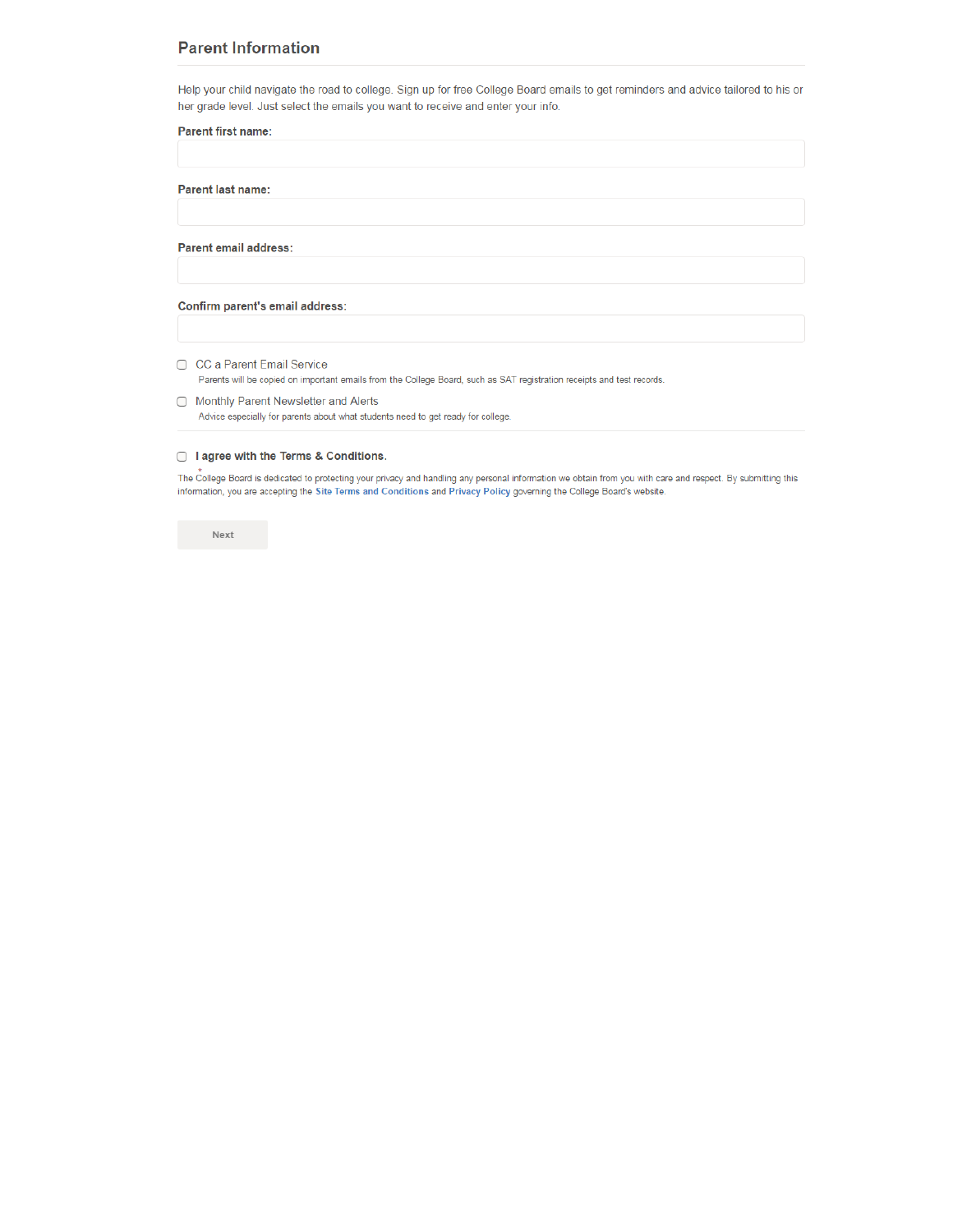## Parent Information

Help your child navigate the road to college. Sign up for free College Board emails to get reminders and advice tailored to his or her grade level. Just select the emails you want to receive and enter your info.

**Parent first name:**

**Parent last name:**

**Parent email address:**

**Confirm parent's email address:**

- [ ] CC a Parent Email Service
  Parents will be copied on important emails from the College Board, such as SAT registration receipts and test records.
- [ ] Monthly Parent Newsletter and Alerts
  Advice especially for parents about what students need to get ready for college.

- [ ] **I agree with the Terms & Conditions.** *

The College Board is dedicated to protecting your privacy and handling any personal information we obtain from you with care and respect. By submitting this information, you are accepting the **Site Terms and Conditions** and **Privacy Policy** governing the College Board's website.

Next